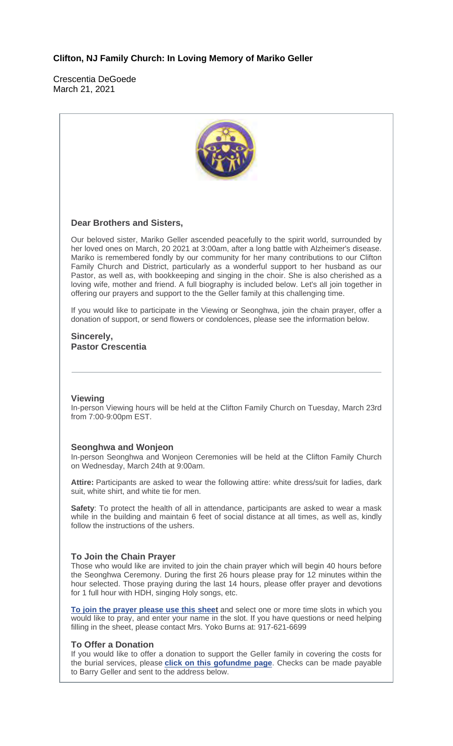## Clifton, NJ Family Church: In Loving Memory of Mariko Geller

Crescentia DeGoede
March 21, 2021

### Dear Brothers and Sisters,

Our beloved sister, Mariko Geller ascended peacefully to the spirit world, surrounded by her loved ones on March, 20 2021 at 3:00am, after a long battle with Alzheimer's disease. Mariko is remembered fondly by our community for her many contributions to our Clifton Family Church and District, particularly as a wonderful support to her husband as our Pastor, as well as, with bookkeeping and singing in the choir. She is also cherished as a loving wife, mother and friend. A full biography is included below. Let's all join together in offering our prayers and support to the the Geller family at this challenging time.

If you would like to participate in the Viewing or Seonghwa, join the chain prayer, offer a donation of support, or send flowers or condolences, please see the information below.

**Sincerely,**
**Pastor Crescentia**

---

### Viewing

In-person Viewing hours will be held at the Clifton Family Church on Tuesday, March 23rd from 7:00-9:00pm EST.

### Seonghwa and Wonjeon

In-person Seonghwa and Wonjeon Ceremonies will be held at the Clifton Family Church on Wednesday, March 24th at 9:00am.

**Attire:** Participants are asked to wear the following attire: white dress/suit for ladies, dark suit, white shirt, and white tie for men.

**Safety**: To protect the health of all in attendance, participants are asked to wear a mask while in the building and maintain 6 feet of social distance at all times, as well as, kindly follow the instructions of the ushers.

### To Join the Chain Prayer

Those who would like are invited to join the chain prayer which will begin 40 hours before the Seonghwa Ceremony. During the first 26 hours please pray for 12 minutes within the hour selected. Those praying during the last 14 hours, please offer prayer and devotions for 1 full hour with HDH, singing Holy songs, etc.

**To join the prayer please use this sheet** and select one or more time slots in which you would like to pray, and enter your name in the slot. If you have questions or need helping filling in the sheet, please contact Mrs. Yoko Burns at: 917-621-6699

### To Offer a Donation

If you would like to offer a donation to support the Geller family in covering the costs for the burial services, please **click on this gofundme page**. Checks can be made payable to Barry Geller and sent to the address below.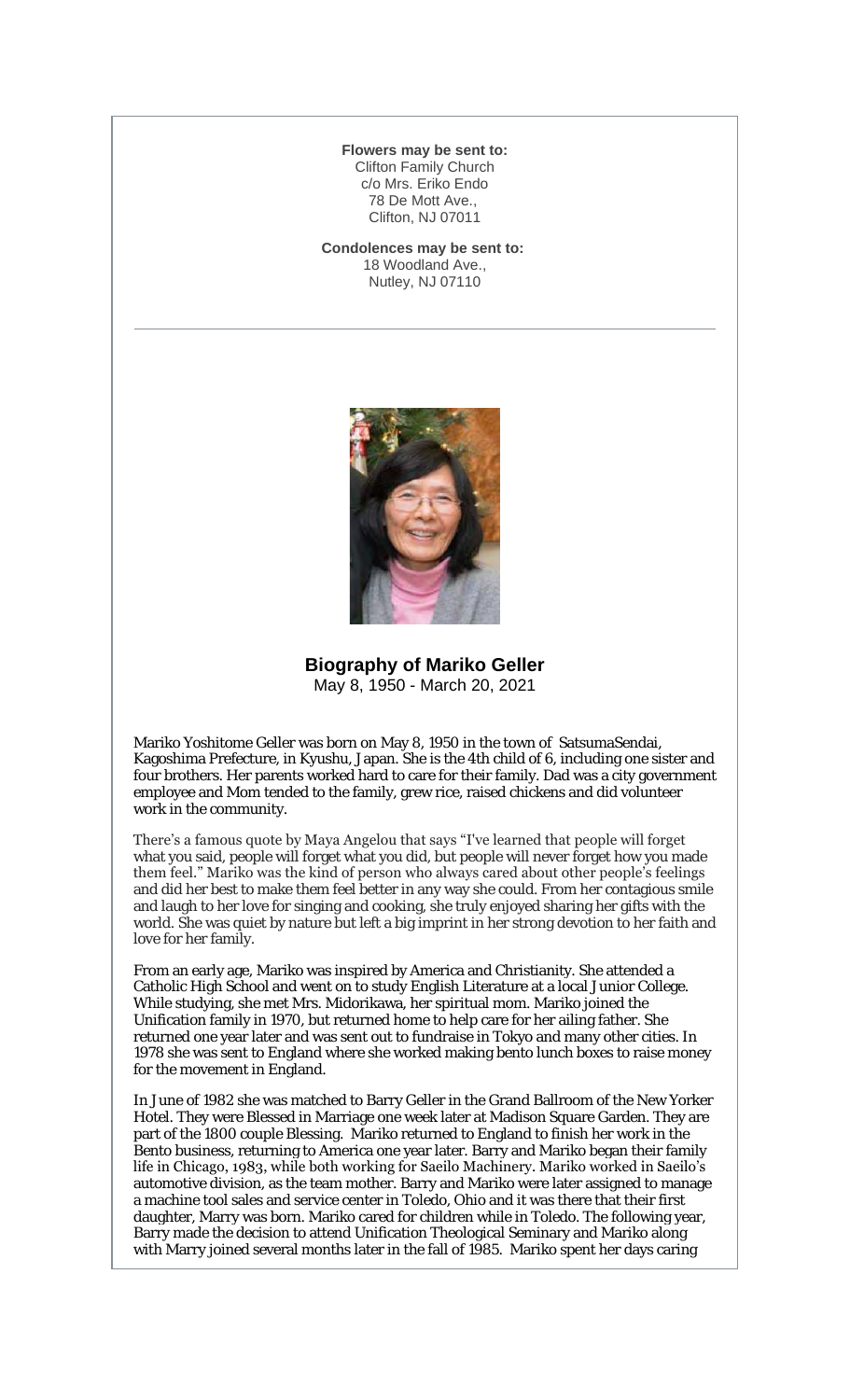**Flowers may be sent to:**
Clifton Family Church
c/o Mrs. Eriko Endo
78 De Mott Ave.,
Clifton, NJ 07011

**Condolences may be sent to:**
18 Woodland Ave.,
Nutley, NJ 07110

---

## Biography of Mariko Geller

May 8, 1950 - March 20, 2021

Mariko Yoshitome Geller was born on May 8, 1950 in the town of SatsumaSendai, Kagoshima Prefecture, in Kyushu, Japan. She is the 4th child of 6, including one sister and four brothers. Her parents worked hard to care for their family. Dad was a city government employee and Mom tended to the family, grew rice, raised chickens and did volunteer work in the community.

There's a famous quote by Maya Angelou that says "I've learned that people will forget what you said, people will forget what you did, but people will never forget how you made them feel." Mariko was the kind of person who always cared about other people's feelings and did her best to make them feel better in any way she could. From her contagious smile and laugh to her love for singing and cooking, she truly enjoyed sharing her gifts with the world. She was quiet by nature but left a big imprint in her strong devotion to her faith and love for her family.

From an early age, Mariko was inspired by America and Christianity. She attended a Catholic High School and went on to study English Literature at a local Junior College. While studying, she met Mrs. Midorikawa, her spiritual mom. Mariko joined the Unification family in 1970, but returned home to help care for her ailing father. She returned one year later and was sent out to fundraise in Tokyo and many other cities. In 1978 she was sent to England where she worked making bento lunch boxes to raise money for the movement in England.

In June of 1982 she was matched to Barry Geller in the Grand Ballroom of the New Yorker Hotel. They were Blessed in Marriage one week later at Madison Square Garden. They are part of the 1800 couple Blessing. Mariko returned to England to finish her work in the Bento business, returning to America one year later. Barry and Mariko began their family life in Chicago, 1983, while both working for Saeilo Machinery. Mariko worked in Saeilo's automotive division, as the team mother. Barry and Mariko were later assigned to manage a machine tool sales and service center in Toledo, Ohio and it was there that their first daughter, Marry was born. Mariko cared for children while in Toledo. The following year, Barry made the decision to attend Unification Theological Seminary and Mariko along with Marry joined several months later in the fall of 1985. Mariko spent her days caring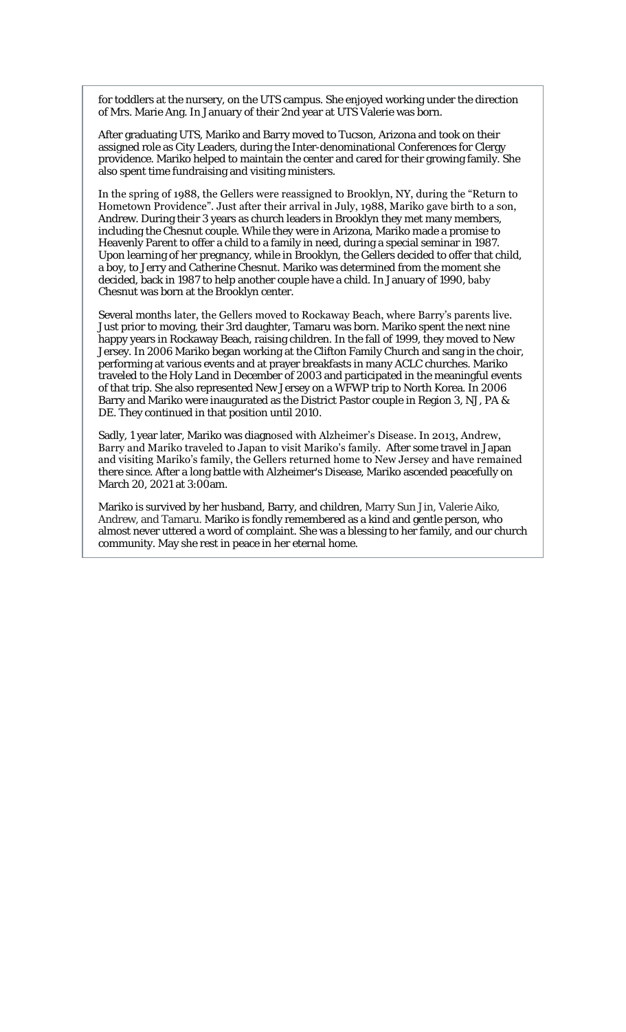for toddlers at the nursery, on the UTS campus. She enjoyed working under the direction of Mrs. Marie Ang. In January of their 2nd year at UTS Valerie was born.

After graduating UTS, Mariko and Barry moved to Tucson, Arizona and took on their assigned role as City Leaders, during the Inter-denominational Conferences for Clergy providence. Mariko helped to maintain the center and cared for their growing family. She also spent time fundraising and visiting ministers.

In the spring of 1988, the Gellers were reassigned to Brooklyn, NY, during the "Return to Hometown Providence". Just after their arrival in July, 1988, Mariko gave birth to a son, Andrew. During their 3 years as church leaders in Brooklyn they met many members, including the Chesnut couple. While they were in Arizona, Mariko made a promise to Heavenly Parent to offer a child to a family in need, during a special seminar in 1987. Upon learning of her pregnancy, while in Brooklyn, the Gellers decided to offer that child, a boy, to Jerry and Catherine Chesnut. Mariko was determined from the moment she decided, back in 1987 to help another couple have a child. In January of 1990, baby Chesnut was born at the Brooklyn center.

Several months later, the Gellers moved to Rockaway Beach, where Barry's parents live. Just prior to moving, their 3rd daughter, Tamaru was born. Mariko spent the next nine happy years in Rockaway Beach, raising children. In the fall of 1999, they moved to New Jersey. In 2006 Mariko began working at the Clifton Family Church and sang in the choir, performing at various events and at prayer breakfasts in many ACLC churches. Mariko traveled to the Holy Land in December of 2003 and participated in the meaningful events of that trip. She also represented New Jersey on a WFWP trip to North Korea. In 2006 Barry and Mariko were inaugurated as the District Pastor couple in Region 3, NJ, PA & DE. They continued in that position until 2010.

Sadly, 1 year later, Mariko was diagnosed with Alzheimer's Disease. In 2013, Andrew, Barry and Mariko traveled to Japan to visit Mariko's family. After some travel in Japan and visiting Mariko's family, the Gellers returned home to New Jersey and have remained there since. After a long battle with Alzheimer's Disease, Mariko ascended peacefully on March 20, 2021 at 3:00am.

Mariko is survived by her husband, Barry, and children, Marry Sun Jin, Valerie Aiko, Andrew, and Tamaru. Mariko is fondly remembered as a kind and gentle person, who almost never uttered a word of complaint. She was a blessing to her family, and our church community. May she rest in peace in her eternal home.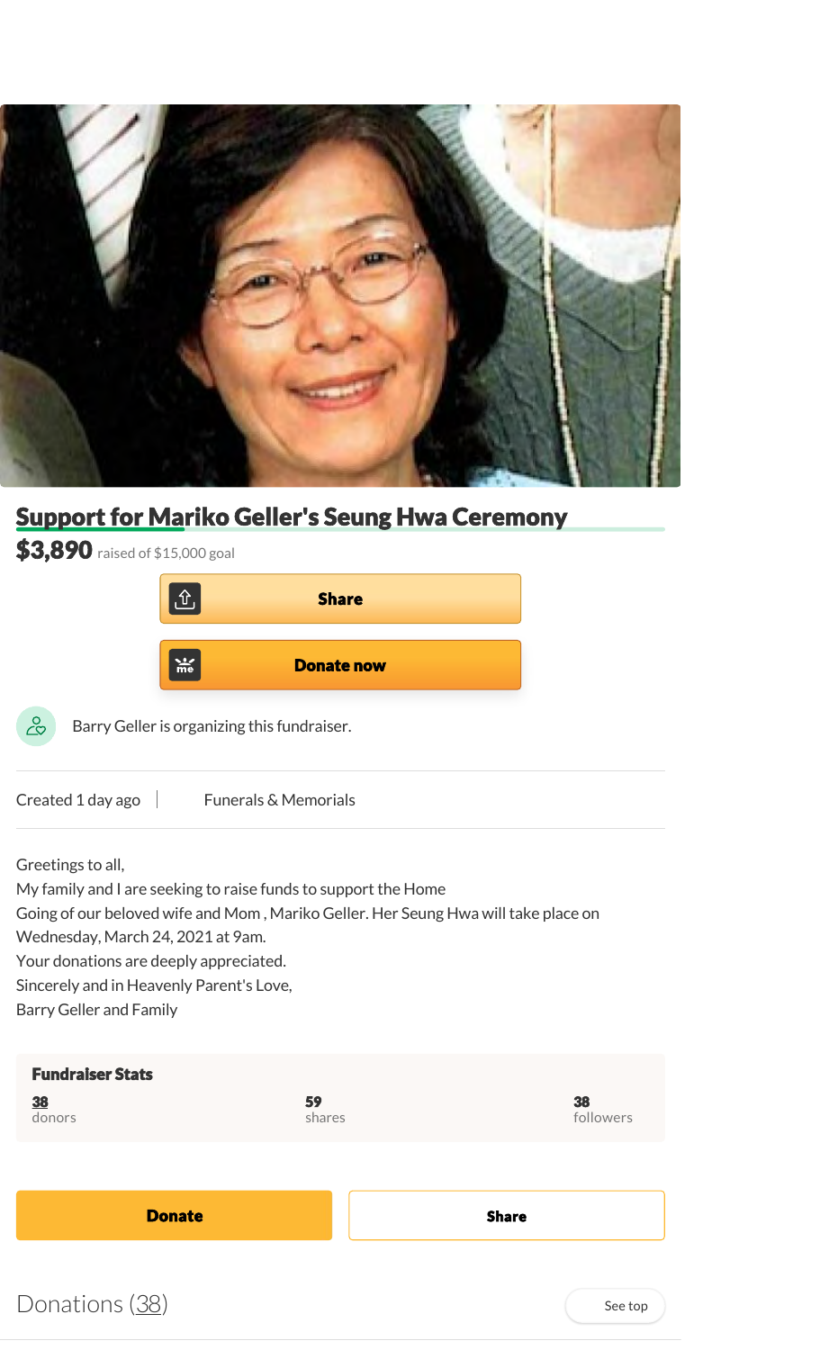# Support for Mariko Geller's Seung Hwa Ceremony

**$3,890** raised of $15,000 goal

Share

Donate now

Barry Geller is organizing this fundraiser.

Created 1 day ago | Funerals & Memorials

Greetings to all,
My family and I are seeking to raise funds to support the Home
Going of our beloved wife and Mom , Mariko Geller. Her Seung Hwa will take place on
Wednesday, March 24, 2021 at 9am.
Your donations are deeply appreciated.
Sincerely and in Heavenly Parent's Love,
Barry Geller and Family

**Fundraiser Stats**

| 38 | 59 | 38 |
| --- | --- | --- |
| donors | shares | followers |

Donate

Share

Donations (38)

See top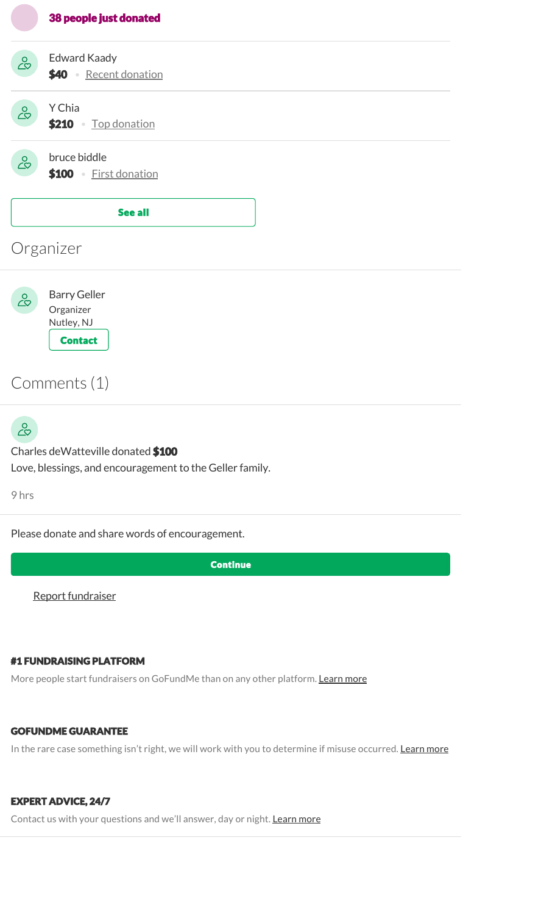**38 people just donated**

Edward Kaady
**$40** • Recent donation

Y Chia
**$210** • Top donation

bruce biddle
**$100** • First donation

See all

## Organizer

Barry Geller
Organizer
Nutley, NJ
Contact

## Comments (1)

Charles deWatteville donated **$100**
Love, blessings, and encouragement to the Geller family.

9 hrs

Please donate and share words of encouragement.

Continue

Report fundraiser

**#1 FUNDRAISING PLATFORM**

More people start fundraisers on GoFundMe than on any other platform. Learn more

**GOFUNDME GUARANTEE**

In the rare case something isn't right, we will work with you to determine if misuse occurred. Learn more

**EXPERT ADVICE, 24/7**

Contact us with your questions and we'll answer, day or night. Learn more